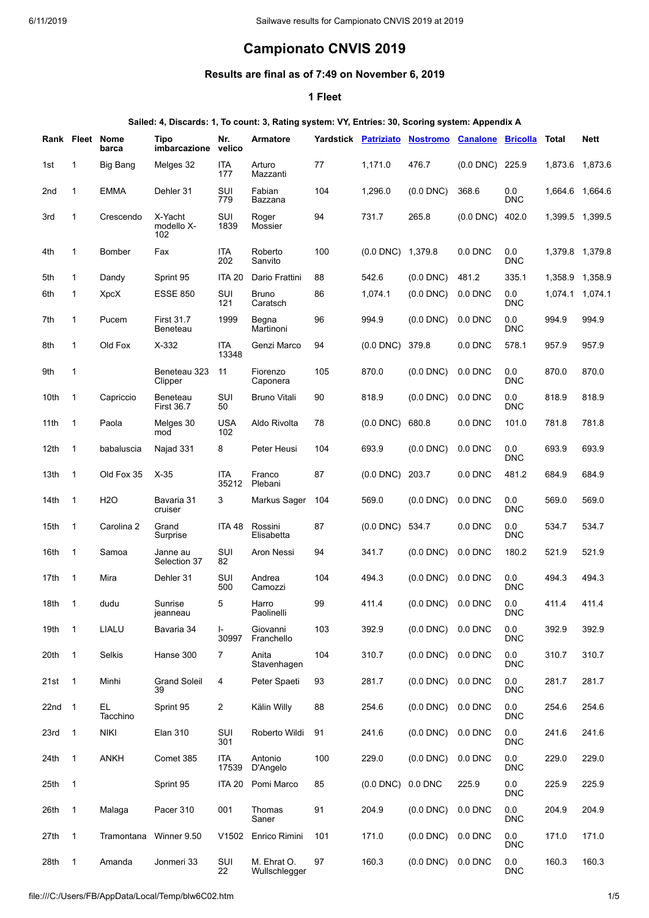# Campionato CNVIS 2019

### Results are final as of 7:49 on November 6, 2019

#### 1 Fleet

**Sailed: 4, Discards: 1, To count: 3, Rating system: VY, Entries: 30, Scoring system: Appendix A**

| Rank | Fleet | Nome barca | Tipo imbarcazione | Nr. velico | Armatore | Yardstick | Patriziato | Nostromo | Canalone | Bricolla | Total | Nett |
|---|---|---|---|---|---|---|---|---|---|---|---|---|
| 1st | 1 | Big Bang | Melges 32 | ITA 177 | Arturo Mazzanti | 77 | 1,171.0 | 476.7 | (0.0 DNC) | 225.9 | 1,873.6 | 1,873.6 |
| 2nd | 1 | EMMA | Dehler 31 | SUI 779 | Fabian Bazzana | 104 | 1,296.0 | (0.0 DNC) | 368.6 | 0.0 DNC | 1,664.6 | 1,664.6 |
| 3rd | 1 | Crescendo | X-Yacht modello X-102 | SUI 1839 | Roger Mossier | 94 | 731.7 | 265.8 | (0.0 DNC) | 402.0 | 1,399.5 | 1,399.5 |
| 4th | 1 | Bomber | Fax | ITA 202 | Roberto Sanvito | 100 | (0.0 DNC) | 1,379.8 | 0.0 DNC | 0.0 DNC | 1,379.8 | 1,379.8 |
| 5th | 1 | Dandy | Sprint 95 | ITA 20 | Dario Frattini | 88 | 542.6 | (0.0 DNC) | 481.2 | 335.1 | 1,358.9 | 1,358.9 |
| 6th | 1 | XpcX | ESSE 850 | SUI 121 | Bruno Caratsch | 86 | 1,074.1 | (0.0 DNC) | 0.0 DNC | 0.0 DNC | 1,074.1 | 1,074.1 |
| 7th | 1 | Pucem | First 31.7 Beneteau | 1999 | Begna Martinoni | 96 | 994.9 | (0.0 DNC) | 0.0 DNC | 0.0 DNC | 994.9 | 994.9 |
| 8th | 1 | Old Fox | X-332 | ITA 13348 | Genzi Marco | 94 | (0.0 DNC) | 379.8 | 0.0 DNC | 578.1 | 957.9 | 957.9 |
| 9th | 1 | | Beneteau 323 Clipper | 11 | Fiorenzo Caponera | 105 | 870.0 | (0.0 DNC) | 0.0 DNC | 0.0 DNC | 870.0 | 870.0 |
| 10th | 1 | Capriccio | Beneteau First 36.7 | SUI 50 | Bruno Vitali | 90 | 818.9 | (0.0 DNC) | 0.0 DNC | 0.0 DNC | 818.9 | 818.9 |
| 11th | 1 | Paola | Melges 30 mod | USA 102 | Aldo Rivolta | 78 | (0.0 DNC) | 680.8 | 0.0 DNC | 101.0 | 781.8 | 781.8 |
| 12th | 1 | babaluscia | Najad 331 | 8 | Peter Heusi | 104 | 693.9 | (0.0 DNC) | 0.0 DNC | 0.0 DNC | 693.9 | 693.9 |
| 13th | 1 | Old Fox 35 | X-35 | ITA 35212 | Franco Plebani | 87 | (0.0 DNC) | 203.7 | 0.0 DNC | 481.2 | 684.9 | 684.9 |
| 14th | 1 | H2O | Bavaria 31 cruiser | 3 | Markus Sager | 104 | 569.0 | (0.0 DNC) | 0.0 DNC | 0.0 DNC | 569.0 | 569.0 |
| 15th | 1 | Carolina 2 | Grand Surprise | ITA 48 | Rossini Elisabetta | 87 | (0.0 DNC) | 534.7 | 0.0 DNC | 0.0 DNC | 534.7 | 534.7 |
| 16th | 1 | Samoa | Janne au Selection 37 | SUI 82 | Aron Nessi | 94 | 341.7 | (0.0 DNC) | 0.0 DNC | 180.2 | 521.9 | 521.9 |
| 17th | 1 | Mira | Dehler 31 | SUI 500 | Andrea Camozzi | 104 | 494.3 | (0.0 DNC) | 0.0 DNC | 0.0 DNC | 494.3 | 494.3 |
| 18th | 1 | dudu | Sunrise jeanneau | 5 | Harro Paolinelli | 99 | 411.4 | (0.0 DNC) | 0.0 DNC | 0.0 DNC | 411.4 | 411.4 |
| 19th | 1 | LIALU | Bavaria 34 | I-30997 | Giovanni Franchello | 103 | 392.9 | (0.0 DNC) | 0.0 DNC | 0.0 DNC | 392.9 | 392.9 |
| 20th | 1 | Selkis | Hanse 300 | 7 | Anita Stavenhagen | 104 | 310.7 | (0.0 DNC) | 0.0 DNC | 0.0 DNC | 310.7 | 310.7 |
| 21st | 1 | Minhi | Grand Soleil 39 | 4 | Peter Spaeti | 93 | 281.7 | (0.0 DNC) | 0.0 DNC | 0.0 DNC | 281.7 | 281.7 |
| 22nd | 1 | EL Tacchino | Sprint 95 | 2 | Kälin Willy | 88 | 254.6 | (0.0 DNC) | 0.0 DNC | 0.0 DNC | 254.6 | 254.6 |
| 23rd | 1 | NIKI | Elan 310 | SUI 301 | Roberto Wildi | 91 | 241.6 | (0.0 DNC) | 0.0 DNC | 0.0 DNC | 241.6 | 241.6 |
| 24th | 1 | ANKH | Comet 385 | ITA 17539 | Antonio D'Angelo | 100 | 229.0 | (0.0 DNC) | 0.0 DNC | 0.0 DNC | 229.0 | 229.0 |
| 25th | 1 | | Sprint 95 | ITA 20 | Pomi Marco | 85 | (0.0 DNC) | 0.0 DNC | 225.9 | 0.0 DNC | 225.9 | 225.9 |
| 26th | 1 | Malaga | Pacer 310 | 001 | Thomas Saner | 91 | 204.9 | (0.0 DNC) | 0.0 DNC | 0.0 DNC | 204.9 | 204.9 |
| 27th | 1 | Tramontana | Winner 9.50 | V1502 | Enrico Rimini | 101 | 171.0 | (0.0 DNC) | 0.0 DNC | 0.0 DNC | 171.0 | 171.0 |
| 28th | 1 | Amanda | Jonmeri 33 | SUI 22 | M. Ehrat O. Wullschlegger | 97 | 160.3 | (0.0 DNC) | 0.0 DNC | 0.0 DNC | 160.3 | 160.3 |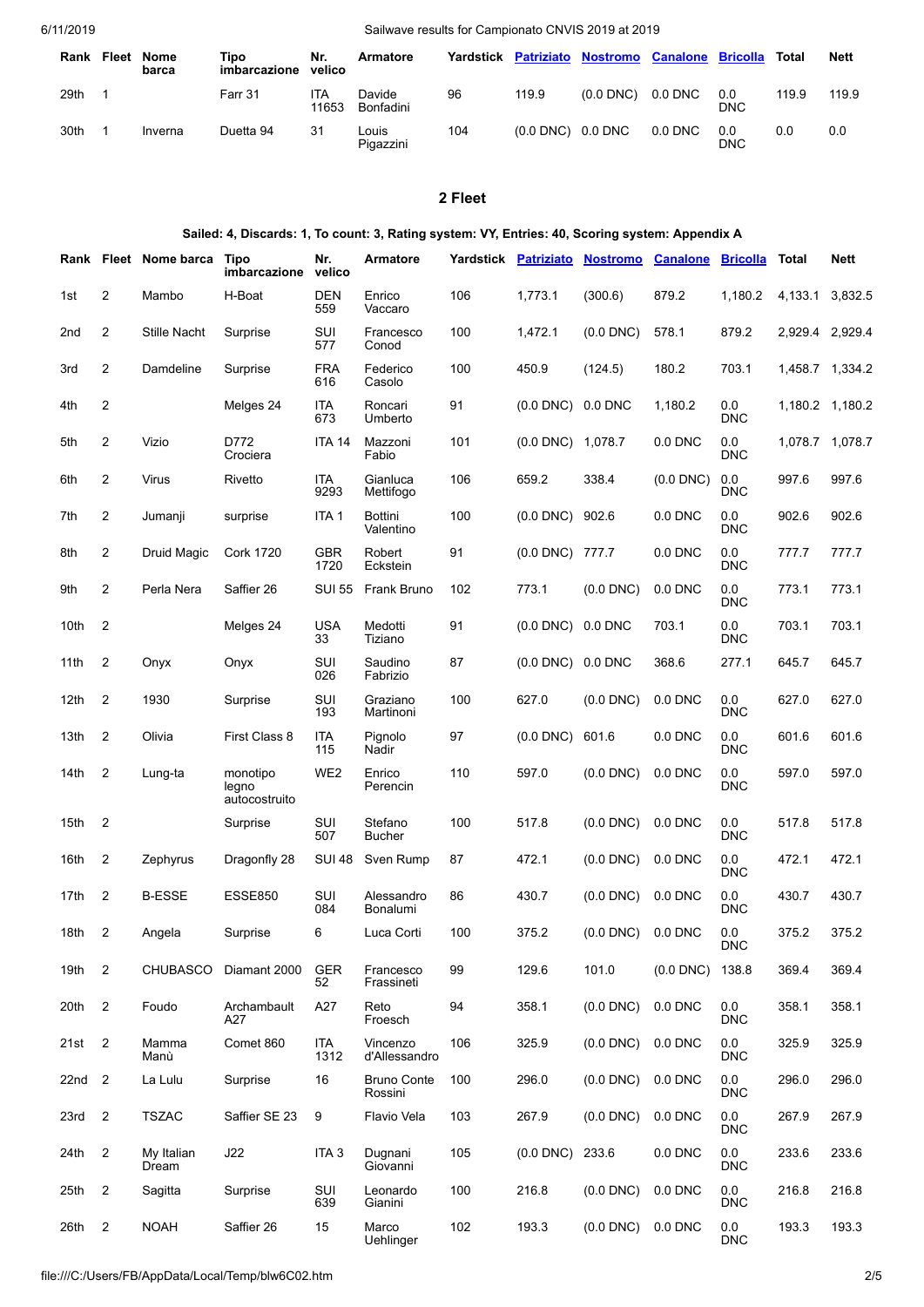| Rank | Fleet | Nome barca | Tipo imbarcazione | Nr. velico | Armatore | Yardstick | Patriziato | Nostromo | Canalone | Bricolla | Total | Nett |
|---|---|---|---|---|---|---|---|---|---|---|---|---|
| 29th | 1 | | Farr 31 | ITA 11653 | Davide Bonfadini | 96 | 119.9 | (0.0 DNC) | 0.0 DNC | 0.0 DNC | 119.9 | 119.9 |
| 30th | 1 | Inverna | Duetta 94 | 31 | Louis Pigazzini | 104 | (0.0 DNC) | 0.0 DNC | 0.0 DNC | 0.0 DNC | 0.0 | 0.0 |

### 2 Fleet

**Sailed: 4, Discards: 1, To count: 3, Rating system: VY, Entries: 40, Scoring system: Appendix A**

| Rank | Fleet | Nome barca | Tipo imbarcazione | Nr. velico | Armatore | Yardstick | Patriziato | Nostromo | Canalone | Bricolla | Total | Nett |
|---|---|---|---|---|---|---|---|---|---|---|---|---|
| 1st | 2 | Mambo | H-Boat | DEN 559 | Enrico Vaccaro | 106 | 1,773.1 | (300.6) | 879.2 | 1,180.2 | 4,133.1 | 3,832.5 |
| 2nd | 2 | Stille Nacht | Surprise | SUI 577 | Francesco Conod | 100 | 1,472.1 | (0.0 DNC) | 578.1 | 879.2 | 2,929.4 | 2,929.4 |
| 3rd | 2 | Damdeline | Surprise | FRA 616 | Federico Casolo | 100 | 450.9 | (124.5) | 180.2 | 703.1 | 1,458.7 | 1,334.2 |
| 4th | 2 | | Melges 24 | ITA 673 | Roncari Umberto | 91 | (0.0 DNC) | 0.0 DNC | 1,180.2 | 0.0 DNC | 1,180.2 | 1,180.2 |
| 5th | 2 | Vizio | D772 Crociera | ITA 14 | Mazzoni Fabio | 101 | (0.0 DNC) | 1,078.7 | 0.0 DNC | 0.0 DNC | 1,078.7 | 1,078.7 |
| 6th | 2 | Virus | Rivetto | ITA 9293 | Gianluca Mettifogo | 106 | 659.2 | 338.4 | (0.0 DNC) | 0.0 DNC | 997.6 | 997.6 |
| 7th | 2 | Jumanji | surprise | ITA 1 | Bottini Valentino | 100 | (0.0 DNC) | 902.6 | 0.0 DNC | 0.0 DNC | 902.6 | 902.6 |
| 8th | 2 | Druid Magic | Cork 1720 | GBR 1720 | Robert Eckstein | 91 | (0.0 DNC) | 777.7 | 0.0 DNC | 0.0 DNC | 777.7 | 777.7 |
| 9th | 2 | Perla Nera | Saffier 26 | SUI 55 | Frank Bruno | 102 | 773.1 | (0.0 DNC) | 0.0 DNC | 0.0 DNC | 773.1 | 773.1 |
| 10th | 2 | | Melges 24 | USA 33 | Medotti Tiziano | 91 | (0.0 DNC) | 0.0 DNC | 703.1 | 0.0 DNC | 703.1 | 703.1 |
| 11th | 2 | Onyx | Onyx | SUI 026 | Saudino Fabrizio | 87 | (0.0 DNC) | 0.0 DNC | 368.6 | 277.1 | 645.7 | 645.7 |
| 12th | 2 | 1930 | Surprise | SUI 193 | Graziano Martinoni | 100 | 627.0 | (0.0 DNC) | 0.0 DNC | 0.0 DNC | 627.0 | 627.0 |
| 13th | 2 | Olivia | First Class 8 | ITA 115 | Pignolo Nadir | 97 | (0.0 DNC) | 601.6 | 0.0 DNC | 0.0 DNC | 601.6 | 601.6 |
| 14th | 2 | Lung-ta | monotipo legno autocostruito | WE2 | Enrico Perencin | 110 | 597.0 | (0.0 DNC) | 0.0 DNC | 0.0 DNC | 597.0 | 597.0 |
| 15th | 2 | | Surprise | SUI 507 | Stefano Bucher | 100 | 517.8 | (0.0 DNC) | 0.0 DNC | 0.0 DNC | 517.8 | 517.8 |
| 16th | 2 | Zephyrus | Dragonfly 28 | SUI 48 | Sven Rump | 87 | 472.1 | (0.0 DNC) | 0.0 DNC | 0.0 DNC | 472.1 | 472.1 |
| 17th | 2 | B-ESSE | ESSE850 | SUI 084 | Alessandro Bonalumi | 86 | 430.7 | (0.0 DNC) | 0.0 DNC | 0.0 DNC | 430.7 | 430.7 |
| 18th | 2 | Angela | Surprise | 6 | Luca Corti | 100 | 375.2 | (0.0 DNC) | 0.0 DNC | 0.0 DNC | 375.2 | 375.2 |
| 19th | 2 | CHUBASCO | Diamant 2000 | GER 52 | Francesco Frassineti | 99 | 129.6 | 101.0 | (0.0 DNC) | 138.8 | 369.4 | 369.4 |
| 20th | 2 | Foudo | Archambault A27 | A27 | Reto Froesch | 94 | 358.1 | (0.0 DNC) | 0.0 DNC | 0.0 DNC | 358.1 | 358.1 |
| 21st | 2 | Mamma Manù | Comet 860 | ITA 1312 | Vincenzo d'Allessandro | 106 | 325.9 | (0.0 DNC) | 0.0 DNC | 0.0 DNC | 325.9 | 325.9 |
| 22nd | 2 | La Lulu | Surprise | 16 | Bruno Conte Rossini | 100 | 296.0 | (0.0 DNC) | 0.0 DNC | 0.0 DNC | 296.0 | 296.0 |
| 23rd | 2 | TSZAC | Saffier SE 23 | 9 | Flavio Vela | 103 | 267.9 | (0.0 DNC) | 0.0 DNC | 0.0 DNC | 267.9 | 267.9 |
| 24th | 2 | My Italian Dream | J22 | ITA 3 | Dugnani Giovanni | 105 | (0.0 DNC) | 233.6 | 0.0 DNC | 0.0 DNC | 233.6 | 233.6 |
| 25th | 2 | Sagitta | Surprise | SUI 639 | Leonardo Gianini | 100 | 216.8 | (0.0 DNC) | 0.0 DNC | 0.0 DNC | 216.8 | 216.8 |
| 26th | 2 | NOAH | Saffier 26 | 15 | Marco Uehlinger | 102 | 193.3 | (0.0 DNC) | 0.0 DNC | 0.0 DNC | 193.3 | 193.3 |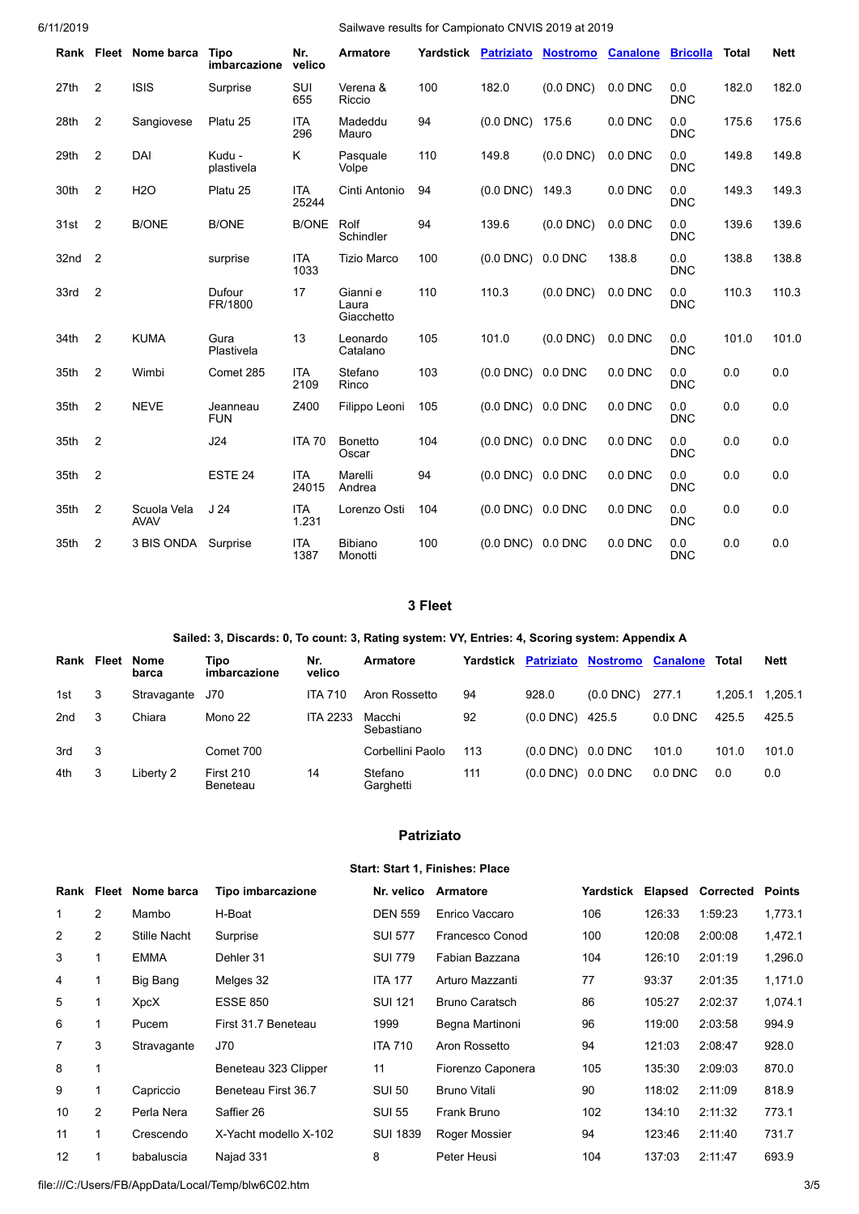| Rank | Fleet | Nome barca | Tipo imbarcazione | Nr. velico | Armatore | Yardstick | Patriziato | Nostromo | Canalone | Bricolla | Total | Nett |
|---|---|---|---|---|---|---|---|---|---|---|---|---|
| 27th | 2 | ISIS | Surprise | SUI 655 | Verena & Riccio | 100 | 182.0 | (0.0 DNC) | 0.0 DNC | 0.0 DNC | 182.0 | 182.0 |
| 28th | 2 | Sangiovese | Platu 25 | ITA 296 | Madeddu Mauro | 94 | (0.0 DNC) | 175.6 | 0.0 DNC | 0.0 DNC | 175.6 | 175.6 |
| 29th | 2 | DAI | Kudu - plastivela | K | Pasquale Volpe | 110 | 149.8 | (0.0 DNC) | 0.0 DNC | 0.0 DNC | 149.8 | 149.8 |
| 30th | 2 | H2O | Platu 25 | ITA 25244 | Cinti Antonio | 94 | (0.0 DNC) | 149.3 | 0.0 DNC | 0.0 DNC | 149.3 | 149.3 |
| 31st | 2 | B/ONE | B/ONE | B/ONE | Rolf Schindler | 94 | 139.6 | (0.0 DNC) | 0.0 DNC | 0.0 DNC | 139.6 | 139.6 |
| 32nd | 2 | | surprise | ITA 1033 | Tizio Marco | 100 | (0.0 DNC) | 0.0 DNC | 138.8 | 0.0 DNC | 138.8 | 138.8 |
| 33rd | 2 | | Dufour FR/1800 | 17 | Gianni e Laura Giacchetto | 110 | 110.3 | (0.0 DNC) | 0.0 DNC | 0.0 DNC | 110.3 | 110.3 |
| 34th | 2 | KUMA | Gura Plastivela | 13 | Leonardo Catalano | 105 | 101.0 | (0.0 DNC) | 0.0 DNC | 0.0 DNC | 101.0 | 101.0 |
| 35th | 2 | Wimbi | Comet 285 | ITA 2109 | Stefano Rinco | 103 | (0.0 DNC) | 0.0 DNC | 0.0 DNC | 0.0 DNC | 0.0 | 0.0 |
| 35th | 2 | NEVE | Jeanneau FUN | Z400 | Filippo Leoni | 105 | (0.0 DNC) | 0.0 DNC | 0.0 DNC | 0.0 DNC | 0.0 | 0.0 |
| 35th | 2 | | J24 | ITA 70 | Bonetto Oscar | 104 | (0.0 DNC) | 0.0 DNC | 0.0 DNC | 0.0 DNC | 0.0 | 0.0 |
| 35th | 2 | | ESTE 24 | ITA 24015 | Marelli Andrea | 94 | (0.0 DNC) | 0.0 DNC | 0.0 DNC | 0.0 DNC | 0.0 | 0.0 |
| 35th | 2 | Scuola Vela AVAV | J 24 | ITA 1.231 | Lorenzo Osti | 104 | (0.0 DNC) | 0.0 DNC | 0.0 DNC | 0.0 DNC | 0.0 | 0.0 |
| 35th | 2 | 3 BIS ONDA | Surprise | ITA 1387 | Bibiano Monotti | 100 | (0.0 DNC) | 0.0 DNC | 0.0 DNC | 0.0 DNC | 0.0 | 0.0 |

## 3 Fleet

**Sailed: 3, Discards: 0, To count: 3, Rating system: VY, Entries: 4, Scoring system: Appendix A**

| Rank | Fleet | Nome barca | Tipo imbarcazione | Nr. velico | Armatore | Yardstick | Patriziato | Nostromo | Canalone | Total | Nett |
|---|---|---|---|---|---|---|---|---|---|---|---|
| 1st | 3 | Stravagante | J70 | ITA 710 | Aron Rossetto | 94 | 928.0 | (0.0 DNC) | 277.1 | 1,205.1 | 1,205.1 |
| 2nd | 3 | Chiara | Mono 22 | ITA 2233 | Macchi Sebastiano | 92 | (0.0 DNC) | 425.5 | 0.0 DNC | 425.5 | 425.5 |
| 3rd | 3 | | Comet 700 | | Corbellini Paolo | 113 | (0.0 DNC) | 0.0 DNC | 101.0 | 101.0 | 101.0 |
| 4th | 3 | Liberty 2 | First 210 Beneteau | 14 | Stefano Garghetti | 111 | (0.0 DNC) | 0.0 DNC | 0.0 DNC | 0.0 | 0.0 |

## Patriziato

**Start: Start 1, Finishes: Place**

| Rank | Fleet | Nome barca | Tipo imbarcazione | Nr. velico | Armatore | Yardstick | Elapsed | Corrected | Points |
|---|---|---|---|---|---|---|---|---|---|
| 1 | 2 | Mambo | H-Boat | DEN 559 | Enrico Vaccaro | 106 | 126:33 | 1:59:23 | 1,773.1 |
| 2 | 2 | Stille Nacht | Surprise | SUI 577 | Francesco Conod | 100 | 120:08 | 2:00:08 | 1,472.1 |
| 3 | 1 | EMMA | Dehler 31 | SUI 779 | Fabian Bazzana | 104 | 126:10 | 2:01:19 | 1,296.0 |
| 4 | 1 | Big Bang | Melges 32 | ITA 177 | Arturo Mazzanti | 77 | 93:37 | 2:01:35 | 1,171.0 |
| 5 | 1 | XpcX | ESSE 850 | SUI 121 | Bruno Caratsch | 86 | 105:27 | 2:02:37 | 1,074.1 |
| 6 | 1 | Pucem | First 31.7 Beneteau | 1999 | Begna Martinoni | 96 | 119:00 | 2:03:58 | 994.9 |
| 7 | 3 | Stravagante | J70 | ITA 710 | Aron Rossetto | 94 | 121:03 | 2:08:47 | 928.0 |
| 8 | 1 | | Beneteau 323 Clipper | 11 | Fiorenzo Caponera | 105 | 135:30 | 2:09:03 | 870.0 |
| 9 | 1 | Capriccio | Beneteau First 36.7 | SUI 50 | Bruno Vitali | 90 | 118:02 | 2:11:09 | 818.9 |
| 10 | 2 | Perla Nera | Saffier 26 | SUI 55 | Frank Bruno | 102 | 134:10 | 2:11:32 | 773.1 |
| 11 | 1 | Crescendo | X-Yacht modello X-102 | SUI 1839 | Roger Mossier | 94 | 123:46 | 2:11:40 | 731.7 |
| 12 | 1 | babaluscia | Najad 331 | 8 | Peter Heusi | 104 | 137:03 | 2:11:47 | 693.9 |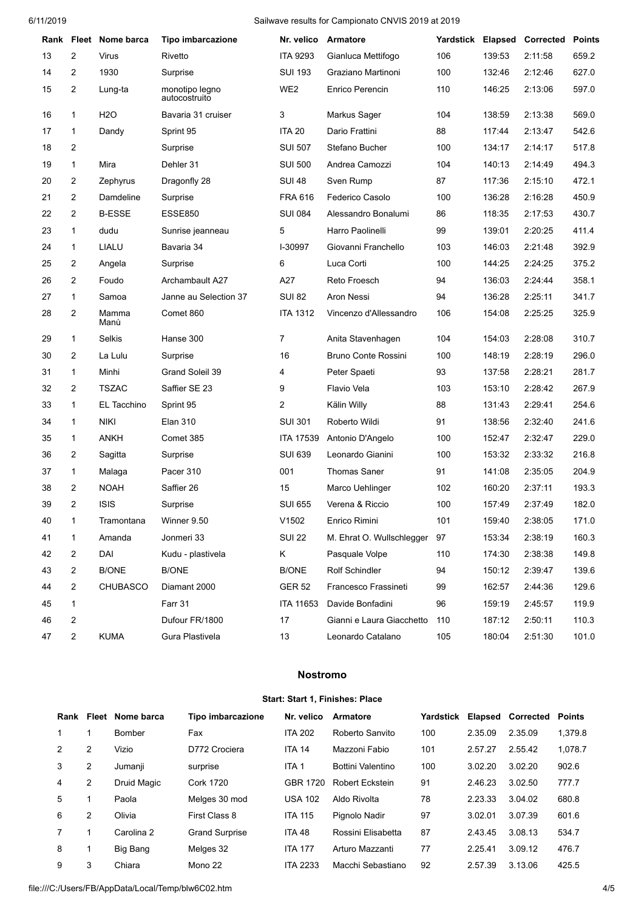| Rank | Fleet | Nome barca | Tipo imbarcazione | Nr. velico | Armatore | Yardstick | Elapsed | Corrected | Points |
|---|---|---|---|---|---|---|---|---|---|
| 13 | 2 | Virus | Rivetto | ITA 9293 | Gianluca Mettifogo | 106 | 139:53 | 2:11:58 | 659.2 |
| 14 | 2 | 1930 | Surprise | SUI 193 | Graziano Martinoni | 100 | 132:46 | 2:12:46 | 627.0 |
| 15 | 2 | Lung-ta | monotipo legno autocostruito | WE2 | Enrico Perencin | 110 | 146:25 | 2:13:06 | 597.0 |
| 16 | 1 | H2O | Bavaria 31 cruiser | 3 | Markus Sager | 104 | 138:59 | 2:13:38 | 569.0 |
| 17 | 1 | Dandy | Sprint 95 | ITA 20 | Dario Frattini | 88 | 117:44 | 2:13:47 | 542.6 |
| 18 | 2 | | Surprise | SUI 507 | Stefano Bucher | 100 | 134:17 | 2:14:17 | 517.8 |
| 19 | 1 | Mira | Dehler 31 | SUI 500 | Andrea Camozzi | 104 | 140:13 | 2:14:49 | 494.3 |
| 20 | 2 | Zephyrus | Dragonfly 28 | SUI 48 | Sven Rump | 87 | 117:36 | 2:15:10 | 472.1 |
| 21 | 2 | Damdeline | Surprise | FRA 616 | Federico Casolo | 100 | 136:28 | 2:16:28 | 450.9 |
| 22 | 2 | B-ESSE | ESSE850 | SUI 084 | Alessandro Bonalumi | 86 | 118:35 | 2:17:53 | 430.7 |
| 23 | 1 | dudu | Sunrise jeanneau | 5 | Harro Paolinelli | 99 | 139:01 | 2:20:25 | 411.4 |
| 24 | 1 | LIALU | Bavaria 34 | I-30997 | Giovanni Franchello | 103 | 146:03 | 2:21:48 | 392.9 |
| 25 | 2 | Angela | Surprise | 6 | Luca Corti | 100 | 144:25 | 2:24:25 | 375.2 |
| 26 | 2 | Foudo | Archambault A27 | A27 | Reto Froesch | 94 | 136:03 | 2:24:44 | 358.1 |
| 27 | 1 | Samoa | Janne au Selection 37 | SUI 82 | Aron Nessi | 94 | 136:28 | 2:25:11 | 341.7 |
| 28 | 2 | Mamma Manù | Comet 860 | ITA 1312 | Vincenzo d'Allessandro | 106 | 154:08 | 2:25:25 | 325.9 |
| 29 | 1 | Selkis | Hanse 300 | 7 | Anita Stavenhagen | 104 | 154:03 | 2:28:08 | 310.7 |
| 30 | 2 | La Lulu | Surprise | 16 | Bruno Conte Rossini | 100 | 148:19 | 2:28:19 | 296.0 |
| 31 | 1 | Minhi | Grand Soleil 39 | 4 | Peter Spaeti | 93 | 137:58 | 2:28:21 | 281.7 |
| 32 | 2 | TSZAC | Saffier SE 23 | 9 | Flavio Vela | 103 | 153:10 | 2:28:42 | 267.9 |
| 33 | 1 | EL Tacchino | Sprint 95 | 2 | Kälin Willy | 88 | 131:43 | 2:29:41 | 254.6 |
| 34 | 1 | NIKI | Elan 310 | SUI 301 | Roberto Wildi | 91 | 138:56 | 2:32:40 | 241.6 |
| 35 | 1 | ANKH | Comet 385 | ITA 17539 | Antonio D'Angelo | 100 | 152:47 | 2:32:47 | 229.0 |
| 36 | 2 | Sagitta | Surprise | SUI 639 | Leonardo Gianini | 100 | 153:32 | 2:33:32 | 216.8 |
| 37 | 1 | Malaga | Pacer 310 | 001 | Thomas Saner | 91 | 141:08 | 2:35:05 | 204.9 |
| 38 | 2 | NOAH | Saffier 26 | 15 | Marco Uehlinger | 102 | 160:20 | 2:37:11 | 193.3 |
| 39 | 2 | ISIS | Surprise | SUI 655 | Verena & Riccio | 100 | 157:49 | 2:37:49 | 182.0 |
| 40 | 1 | Tramontana | Winner 9.50 | V1502 | Enrico Rimini | 101 | 159:40 | 2:38:05 | 171.0 |
| 41 | 1 | Amanda | Jonmeri 33 | SUI 22 | M. Ehrat O. Wullschlegger | 97 | 153:34 | 2:38:19 | 160.3 |
| 42 | 2 | DAI | Kudu - plastivela | K | Pasquale Volpe | 110 | 174:30 | 2:38:38 | 149.8 |
| 43 | 2 | B/ONE | B/ONE | B/ONE | Rolf Schindler | 94 | 150:12 | 2:39:47 | 139.6 |
| 44 | 2 | CHUBASCO | Diamant 2000 | GER 52 | Francesco Frassineti | 99 | 162:57 | 2:44:36 | 129.6 |
| 45 | 1 | | Farr 31 | ITA 11653 | Davide Bonfadini | 96 | 159:19 | 2:45:57 | 119.9 |
| 46 | 2 | | Dufour FR/1800 | 17 | Gianni e Laura Giacchetto | 110 | 187:12 | 2:50:11 | 110.3 |
| 47 | 2 | KUMA | Gura Plastivela | 13 | Leonardo Catalano | 105 | 180:04 | 2:51:30 | 101.0 |

## Nostromo

**Start: Start 1, Finishes: Place**

| Rank | Fleet | Nome barca | Tipo imbarcazione | Nr. velico | Armatore | Yardstick | Elapsed | Corrected | Points |
|---|---|---|---|---|---|---|---|---|---|
| 1 | 1 | Bomber | Fax | ITA 202 | Roberto Sanvito | 100 | 2.35.09 | 2.35.09 | 1,379.8 |
| 2 | 2 | Vizio | D772 Crociera | ITA 14 | Mazzoni Fabio | 101 | 2.57.27 | 2.55.42 | 1,078.7 |
| 3 | 2 | Jumanji | surprise | ITA 1 | Bottini Valentino | 100 | 3.02.20 | 3.02.20 | 902.6 |
| 4 | 2 | Druid Magic | Cork 1720 | GBR 1720 | Robert Eckstein | 91 | 2.46.23 | 3.02.50 | 777.7 |
| 5 | 1 | Paola | Melges 30 mod | USA 102 | Aldo Rivolta | 78 | 2.23.33 | 3.04.02 | 680.8 |
| 6 | 2 | Olivia | First Class 8 | ITA 115 | Pignolo Nadir | 97 | 3.02.01 | 3.07.39 | 601.6 |
| 7 | 1 | Carolina 2 | Grand Surprise | ITA 48 | Rossini Elisabetta | 87 | 2.43.45 | 3.08.13 | 534.7 |
| 8 | 1 | Big Bang | Melges 32 | ITA 177 | Arturo Mazzanti | 77 | 2.25.41 | 3.09.12 | 476.7 |
| 9 | 3 | Chiara | Mono 22 | ITA 2233 | Macchi Sebastiano | 92 | 2.57.39 | 3.13.06 | 425.5 |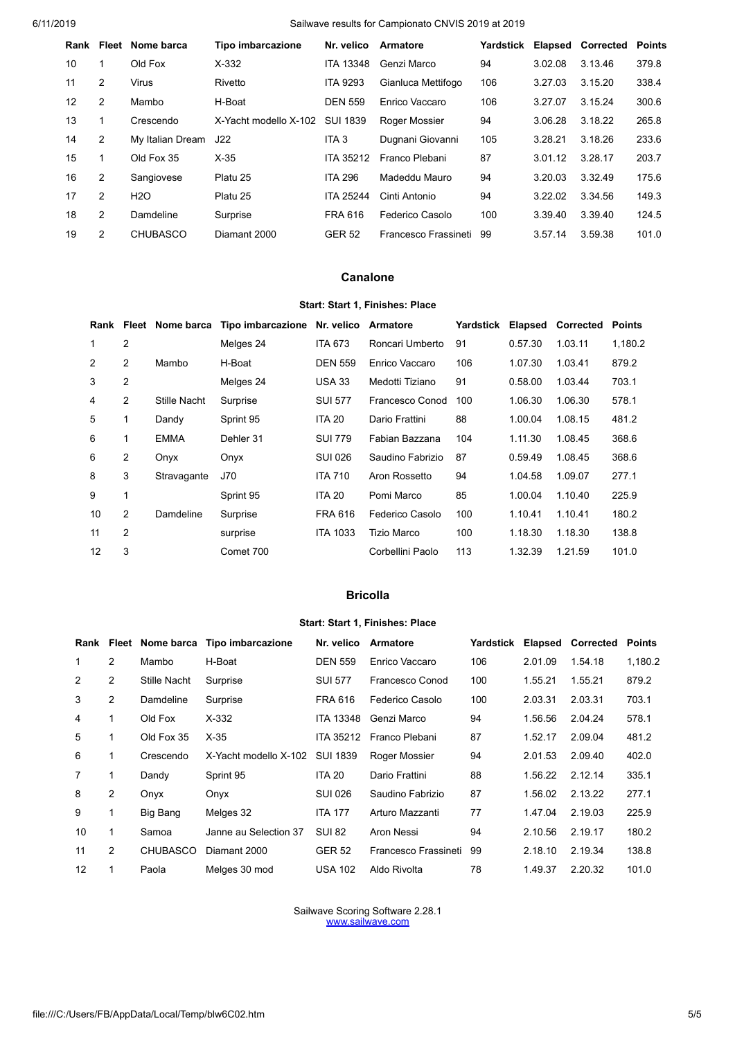| Rank | Fleet | Nome barca | Tipo imbarcazione | Nr. velico | Armatore | Yardstick | Elapsed | Corrected | Points |
|---|---|---|---|---|---|---|---|---|---|
| 10 | 1 | Old Fox | X-332 | ITA 13348 | Genzi Marco | 94 | 3.02.08 | 3.13.46 | 379.8 |
| 11 | 2 | Virus | Rivetto | ITA 9293 | Gianluca Mettifogo | 106 | 3.27.03 | 3.15.20 | 338.4 |
| 12 | 2 | Mambo | H-Boat | DEN 559 | Enrico Vaccaro | 106 | 3.27.07 | 3.15.24 | 300.6 |
| 13 | 1 | Crescendo | X-Yacht modello X-102 | SUI 1839 | Roger Mossier | 94 | 3.06.28 | 3.18.22 | 265.8 |
| 14 | 2 | My Italian Dream | J22 | ITA 3 | Dugnani Giovanni | 105 | 3.28.21 | 3.18.26 | 233.6 |
| 15 | 1 | Old Fox 35 | X-35 | ITA 35212 | Franco Plebani | 87 | 3.01.12 | 3.28.17 | 203.7 |
| 16 | 2 | Sangiovese | Platu 25 | ITA 296 | Madeddu Mauro | 94 | 3.20.03 | 3.32.49 | 175.6 |
| 17 | 2 | H2O | Platu 25 | ITA 25244 | Cinti Antonio | 94 | 3.22.02 | 3.34.56 | 149.3 |
| 18 | 2 | Damdeline | Surprise | FRA 616 | Federico Casolo | 100 | 3.39.40 | 3.39.40 | 124.5 |
| 19 | 2 | CHUBASCO | Diamant 2000 | GER 52 | Francesco Frassineti | 99 | 3.57.14 | 3.59.38 | 101.0 |

## Canalone

**Start: Start 1, Finishes: Place**

| Rank | Fleet | Nome barca | Tipo imbarcazione | Nr. velico | Armatore | Yardstick | Elapsed | Corrected | Points |
|---|---|---|---|---|---|---|---|---|---|
| 1 | 2 | | Melges 24 | ITA 673 | Roncari Umberto | 91 | 0.57.30 | 1.03.11 | 1,180.2 |
| 2 | 2 | Mambo | H-Boat | DEN 559 | Enrico Vaccaro | 106 | 1.07.30 | 1.03.41 | 879.2 |
| 3 | 2 | | Melges 24 | USA 33 | Medotti Tiziano | 91 | 0.58.00 | 1.03.44 | 703.1 |
| 4 | 2 | Stille Nacht | Surprise | SUI 577 | Francesco Conod | 100 | 1.06.30 | 1.06.30 | 578.1 |
| 5 | 1 | Dandy | Sprint 95 | ITA 20 | Dario Frattini | 88 | 1.00.04 | 1.08.15 | 481.2 |
| 6 | 1 | EMMA | Dehler 31 | SUI 779 | Fabian Bazzana | 104 | 1.11.30 | 1.08.45 | 368.6 |
| 6 | 2 | Onyx | Onyx | SUI 026 | Saudino Fabrizio | 87 | 0.59.49 | 1.08.45 | 368.6 |
| 8 | 3 | Stravagante | J70 | ITA 710 | Aron Rossetto | 94 | 1.04.58 | 1.09.07 | 277.1 |
| 9 | 1 | | Sprint 95 | ITA 20 | Pomi Marco | 85 | 1.00.04 | 1.10.40 | 225.9 |
| 10 | 2 | Damdeline | Surprise | FRA 616 | Federico Casolo | 100 | 1.10.41 | 1.10.41 | 180.2 |
| 11 | 2 | | surprise | ITA 1033 | Tizio Marco | 100 | 1.18.30 | 1.18.30 | 138.8 |
| 12 | 3 | | Comet 700 | | Corbellini Paolo | 113 | 1.32.39 | 1.21.59 | 101.0 |

## Bricolla

**Start: Start 1, Finishes: Place**

| Rank | Fleet | Nome barca | Tipo imbarcazione | Nr. velico | Armatore | Yardstick | Elapsed | Corrected | Points |
|---|---|---|---|---|---|---|---|---|---|
| 1 | 2 | Mambo | H-Boat | DEN 559 | Enrico Vaccaro | 106 | 2.01.09 | 1.54.18 | 1,180.2 |
| 2 | 2 | Stille Nacht | Surprise | SUI 577 | Francesco Conod | 100 | 1.55.21 | 1.55.21 | 879.2 |
| 3 | 2 | Damdeline | Surprise | FRA 616 | Federico Casolo | 100 | 2.03.31 | 2.03.31 | 703.1 |
| 4 | 1 | Old Fox | X-332 | ITA 13348 | Genzi Marco | 94 | 1.56.56 | 2.04.24 | 578.1 |
| 5 | 1 | Old Fox 35 | X-35 | ITA 35212 | Franco Plebani | 87 | 1.52.17 | 2.09.04 | 481.2 |
| 6 | 1 | Crescendo | X-Yacht modello X-102 | SUI 1839 | Roger Mossier | 94 | 2.01.53 | 2.09.40 | 402.0 |
| 7 | 1 | Dandy | Sprint 95 | ITA 20 | Dario Frattini | 88 | 1.56.22 | 2.12.14 | 335.1 |
| 8 | 2 | Onyx | Onyx | SUI 026 | Saudino Fabrizio | 87 | 1.56.02 | 2.13.22 | 277.1 |
| 9 | 1 | Big Bang | Melges 32 | ITA 177 | Arturo Mazzanti | 77 | 1.47.04 | 2.19.03 | 225.9 |
| 10 | 1 | Samoa | Janne au Selection 37 | SUI 82 | Aron Nessi | 94 | 2.10.56 | 2.19.17 | 180.2 |
| 11 | 2 | CHUBASCO | Diamant 2000 | GER 52 | Francesco Frassineti | 99 | 2.18.10 | 2.19.34 | 138.8 |
| 12 | 1 | Paola | Melges 30 mod | USA 102 | Aldo Rivolta | 78 | 1.49.37 | 2.20.32 | 101.0 |

Sailwave Scoring Software 2.28.1
www.sailwave.com